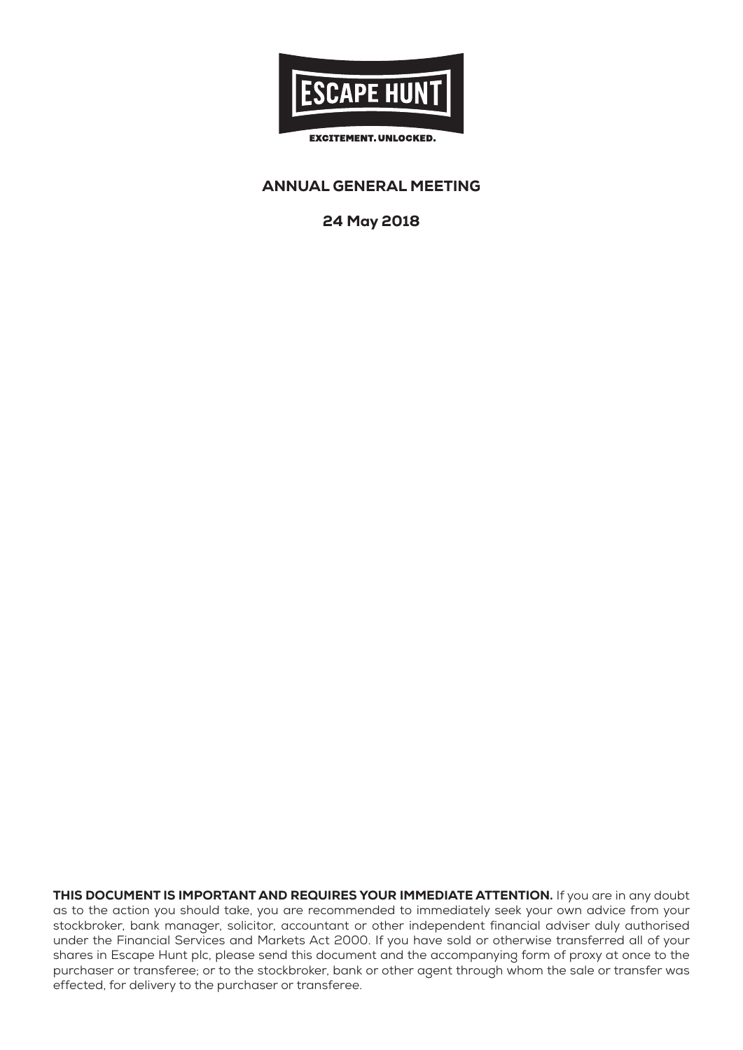ESCAPE HUNT

EXCITEMENT. UNLOCKED.

# ANNUAL GENERAL MEETING

## 24 May 2018

**THIS DOCUMENT IS IMPORTANT AND REQUIRES YOUR IMMEDIATE ATTENTION.** If you are in any doubt as to the action you should take, you are recommended to immediately seek your own advice from your stockbroker, bank manager, solicitor, accountant or other independent financial adviser duly authorised under the Financial Services and Markets Act 2000. If you have sold or otherwise transferred all of your shares in Escape Hunt plc, please send this document and the accompanying form of proxy at once to the purchaser or transferee; or to the stockbroker, bank or other agent through whom the sale or transfer was effected, for delivery to the purchaser or transferee.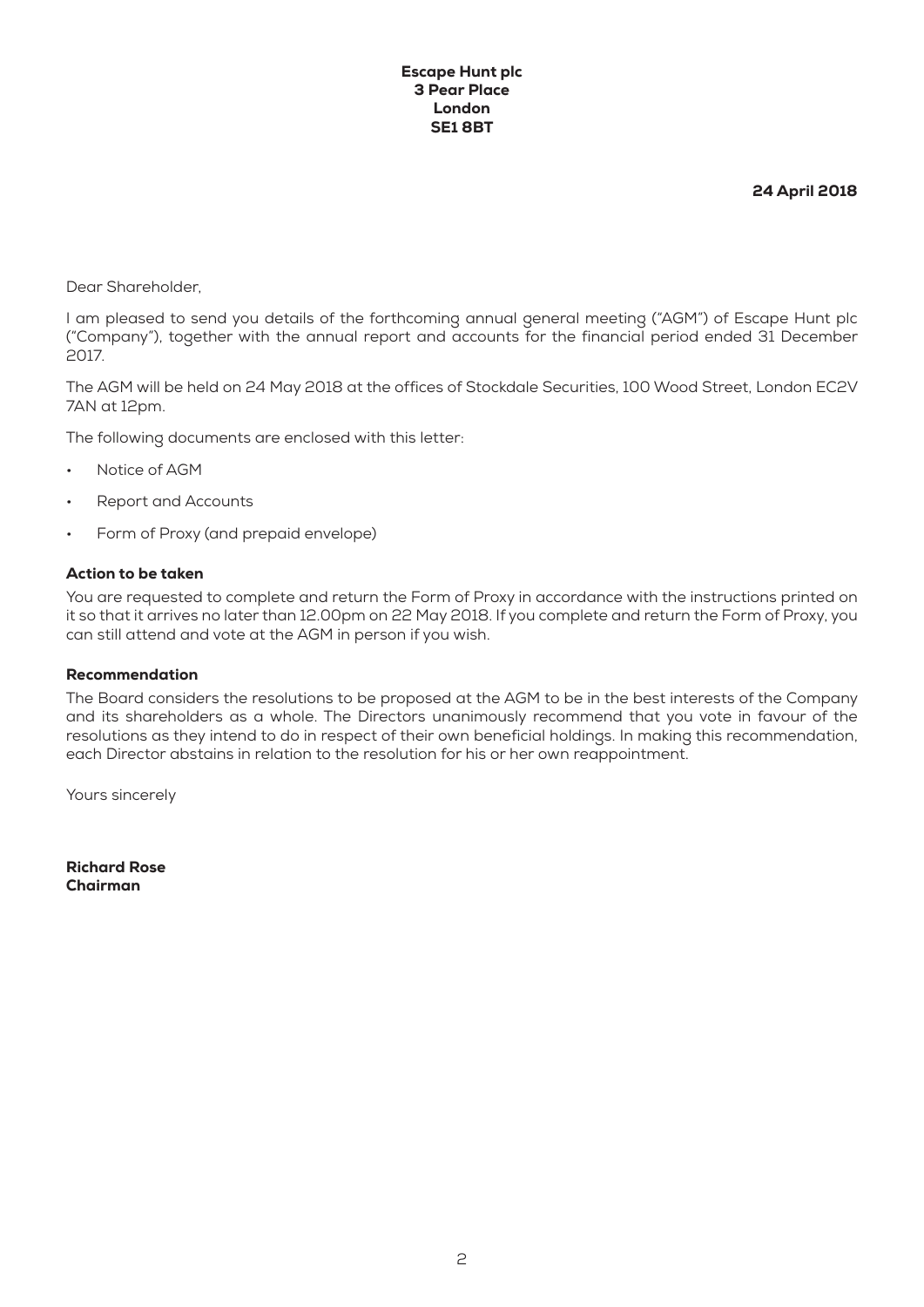**Escape Hunt plc**
**3 Pear Place**
**London**
**SE1 8BT**

**24 April 2018**

Dear Shareholder,

I am pleased to send you details of the forthcoming annual general meeting ("AGM") of Escape Hunt plc ("Company"), together with the annual report and accounts for the financial period ended 31 December 2017.

The AGM will be held on 24 May 2018 at the offices of Stockdale Securities, 100 Wood Street, London EC2V 7AN at 12pm.

The following documents are enclosed with this letter:

- Notice of AGM
- Report and Accounts
- Form of Proxy (and prepaid envelope)

### Action to be taken

You are requested to complete and return the Form of Proxy in accordance with the instructions printed on it so that it arrives no later than 12.00pm on 22 May 2018. If you complete and return the Form of Proxy, you can still attend and vote at the AGM in person if you wish.

### Recommendation

The Board considers the resolutions to be proposed at the AGM to be in the best interests of the Company and its shareholders as a whole. The Directors unanimously recommend that you vote in favour of the resolutions as they intend to do in respect of their own beneficial holdings. In making this recommendation, each Director abstains in relation to the resolution for his or her own reappointment.

Yours sincerely

**Richard Rose**
**Chairman**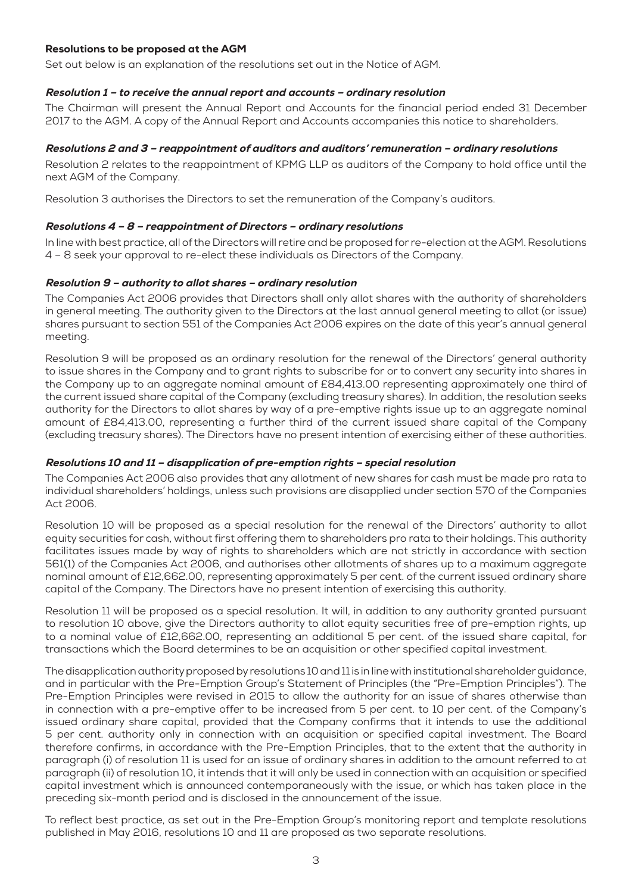## Resolutions to be proposed at the AGM

Set out below is an explanation of the resolutions set out in the Notice of AGM.

### *Resolution 1 – to receive the annual report and accounts – ordinary resolution*

The Chairman will present the Annual Report and Accounts for the financial period ended 31 December 2017 to the AGM. A copy of the Annual Report and Accounts accompanies this notice to shareholders.

### *Resolutions 2 and 3 – reappointment of auditors and auditors' remuneration – ordinary resolutions*

Resolution 2 relates to the reappointment of KPMG LLP as auditors of the Company to hold office until the next AGM of the Company.

Resolution 3 authorises the Directors to set the remuneration of the Company's auditors.

### *Resolutions 4 – 8 – reappointment of Directors – ordinary resolutions*

In line with best practice, all of the Directors will retire and be proposed for re-election at the AGM. Resolutions 4 – 8 seek your approval to re-elect these individuals as Directors of the Company.

### *Resolution 9 – authority to allot shares – ordinary resolution*

The Companies Act 2006 provides that Directors shall only allot shares with the authority of shareholders in general meeting. The authority given to the Directors at the last annual general meeting to allot (or issue) shares pursuant to section 551 of the Companies Act 2006 expires on the date of this year's annual general meeting.

Resolution 9 will be proposed as an ordinary resolution for the renewal of the Directors' general authority to issue shares in the Company and to grant rights to subscribe for or to convert any security into shares in the Company up to an aggregate nominal amount of £84,413.00 representing approximately one third of the current issued share capital of the Company (excluding treasury shares). In addition, the resolution seeks authority for the Directors to allot shares by way of a pre-emptive rights issue up to an aggregate nominal amount of £84,413.00, representing a further third of the current issued share capital of the Company (excluding treasury shares). The Directors have no present intention of exercising either of these authorities.

### *Resolutions 10 and 11 – disapplication of pre-emption rights – special resolution*

The Companies Act 2006 also provides that any allotment of new shares for cash must be made pro rata to individual shareholders' holdings, unless such provisions are disapplied under section 570 of the Companies Act 2006.

Resolution 10 will be proposed as a special resolution for the renewal of the Directors' authority to allot equity securities for cash, without first offering them to shareholders pro rata to their holdings. This authority facilitates issues made by way of rights to shareholders which are not strictly in accordance with section 561(1) of the Companies Act 2006, and authorises other allotments of shares up to a maximum aggregate nominal amount of £12,662.00, representing approximately 5 per cent. of the current issued ordinary share capital of the Company. The Directors have no present intention of exercising this authority.

Resolution 11 will be proposed as a special resolution. It will, in addition to any authority granted pursuant to resolution 10 above, give the Directors authority to allot equity securities free of pre-emption rights, up to a nominal value of £12,662.00, representing an additional 5 per cent. of the issued share capital, for transactions which the Board determines to be an acquisition or other specified capital investment.

The disapplication authority proposed by resolutions 10 and 11 is in line with institutional shareholder guidance, and in particular with the Pre-Emption Group's Statement of Principles (the "Pre-Emption Principles"). The Pre-Emption Principles were revised in 2015 to allow the authority for an issue of shares otherwise than in connection with a pre-emptive offer to be increased from 5 per cent. to 10 per cent. of the Company's issued ordinary share capital, provided that the Company confirms that it intends to use the additional 5 per cent. authority only in connection with an acquisition or specified capital investment. The Board therefore confirms, in accordance with the Pre-Emption Principles, that to the extent that the authority in paragraph (i) of resolution 11 is used for an issue of ordinary shares in addition to the amount referred to at paragraph (ii) of resolution 10, it intends that it will only be used in connection with an acquisition or specified capital investment which is announced contemporaneously with the issue, or which has taken place in the preceding six-month period and is disclosed in the announcement of the issue.

To reflect best practice, as set out in the Pre-Emption Group's monitoring report and template resolutions published in May 2016, resolutions 10 and 11 are proposed as two separate resolutions.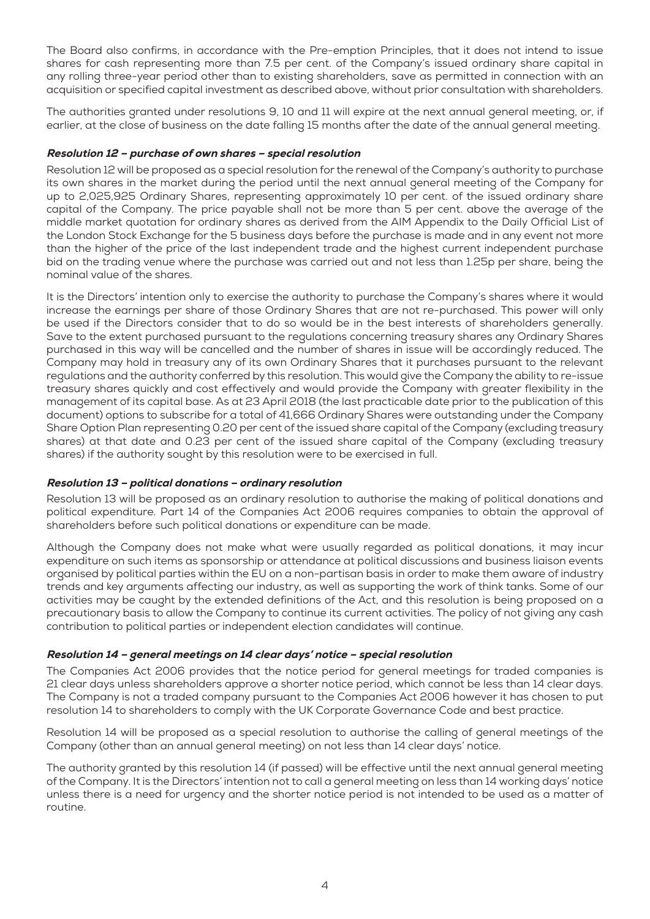The Board also confirms, in accordance with the Pre-emption Principles, that it does not intend to issue shares for cash representing more than 7.5 per cent. of the Company's issued ordinary share capital in any rolling three-year period other than to existing shareholders, save as permitted in connection with an acquisition or specified capital investment as described above, without prior consultation with shareholders.

The authorities granted under resolutions 9, 10 and 11 will expire at the next annual general meeting, or, if earlier, at the close of business on the date falling 15 months after the date of the annual general meeting.

### *Resolution 12 – purchase of own shares – special resolution*

Resolution 12 will be proposed as a special resolution for the renewal of the Company's authority to purchase its own shares in the market during the period until the next annual general meeting of the Company for up to 2,025,925 Ordinary Shares, representing approximately 10 per cent. of the issued ordinary share capital of the Company. The price payable shall not be more than 5 per cent. above the average of the middle market quotation for ordinary shares as derived from the AIM Appendix to the Daily Official List of the London Stock Exchange for the 5 business days before the purchase is made and in any event not more than the higher of the price of the last independent trade and the highest current independent purchase bid on the trading venue where the purchase was carried out and not less than 1.25p per share, being the nominal value of the shares.

It is the Directors' intention only to exercise the authority to purchase the Company's shares where it would increase the earnings per share of those Ordinary Shares that are not re-purchased. This power will only be used if the Directors consider that to do so would be in the best interests of shareholders generally. Save to the extent purchased pursuant to the regulations concerning treasury shares any Ordinary Shares purchased in this way will be cancelled and the number of shares in issue will be accordingly reduced. The Company may hold in treasury any of its own Ordinary Shares that it purchases pursuant to the relevant regulations and the authority conferred by this resolution. This would give the Company the ability to re-issue treasury shares quickly and cost effectively and would provide the Company with greater flexibility in the management of its capital base. As at 23 April 2018 (the last practicable date prior to the publication of this document) options to subscribe for a total of 41,666 Ordinary Shares were outstanding under the Company Share Option Plan representing 0.20 per cent of the issued share capital of the Company (excluding treasury shares) at that date and 0.23 per cent of the issued share capital of the Company (excluding treasury shares) if the authority sought by this resolution were to be exercised in full.

### *Resolution 13 – political donations – ordinary resolution*

Resolution 13 will be proposed as an ordinary resolution to authorise the making of political donations and political expenditure. Part 14 of the Companies Act 2006 requires companies to obtain the approval of shareholders before such political donations or expenditure can be made.

Although the Company does not make what were usually regarded as political donations, it may incur expenditure on such items as sponsorship or attendance at political discussions and business liaison events organised by political parties within the EU on a non-partisan basis in order to make them aware of industry trends and key arguments affecting our industry, as well as supporting the work of think tanks. Some of our activities may be caught by the extended definitions of the Act, and this resolution is being proposed on a precautionary basis to allow the Company to continue its current activities. The policy of not giving any cash contribution to political parties or independent election candidates will continue.

### *Resolution 14 – general meetings on 14 clear days' notice – special resolution*

The Companies Act 2006 provides that the notice period for general meetings for traded companies is 21 clear days unless shareholders approve a shorter notice period, which cannot be less than 14 clear days. The Company is not a traded company pursuant to the Companies Act 2006 however it has chosen to put resolution 14 to shareholders to comply with the UK Corporate Governance Code and best practice.

Resolution 14 will be proposed as a special resolution to authorise the calling of general meetings of the Company (other than an annual general meeting) on not less than 14 clear days' notice.

The authority granted by this resolution 14 (if passed) will be effective until the next annual general meeting of the Company. It is the Directors' intention not to call a general meeting on less than 14 working days' notice unless there is a need for urgency and the shorter notice period is not intended to be used as a matter of routine.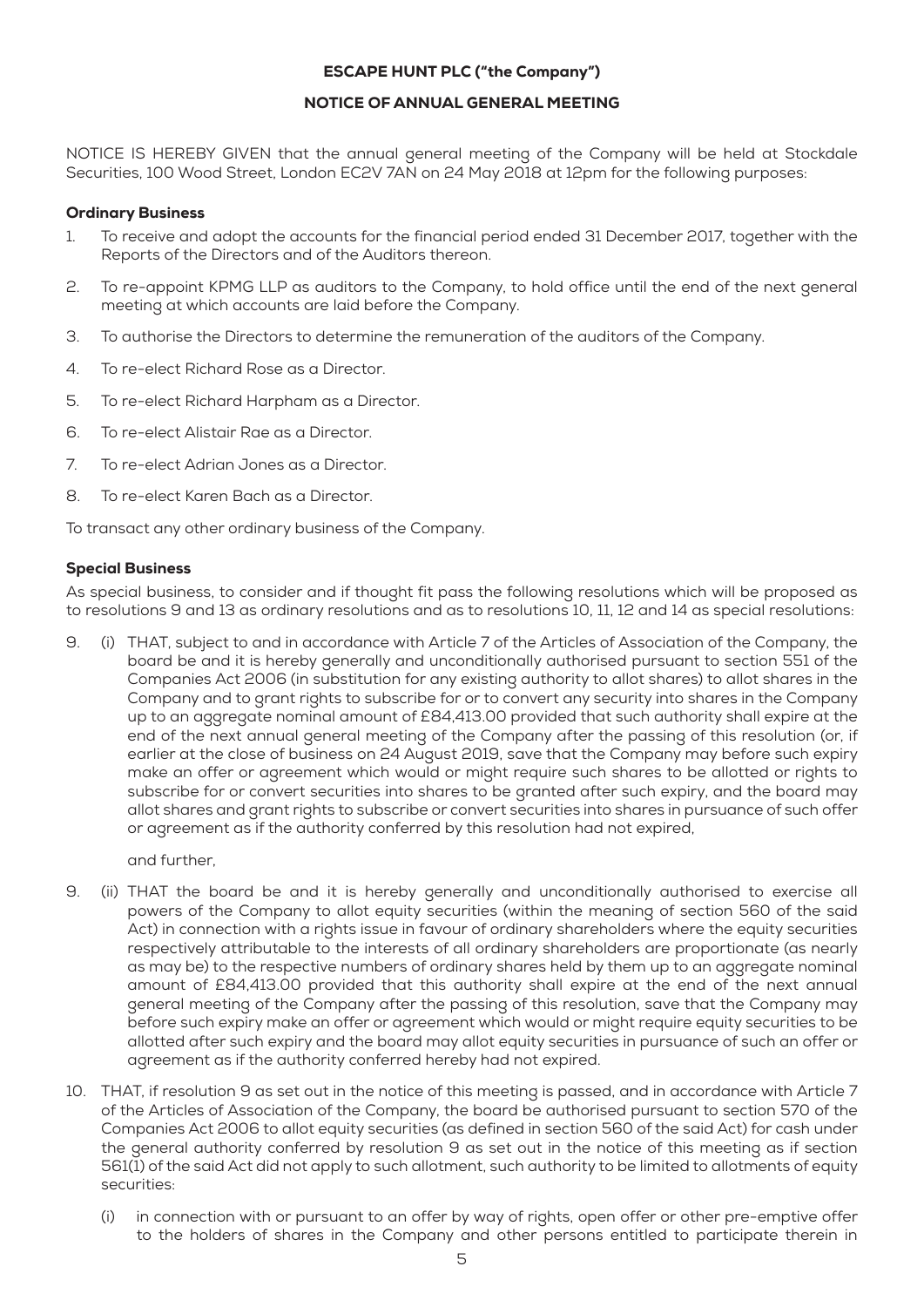# ESCAPE HUNT PLC ("the Company")

## NOTICE OF ANNUAL GENERAL MEETING

NOTICE IS HEREBY GIVEN that the annual general meeting of the Company will be held at Stockdale Securities, 100 Wood Street, London EC2V 7AN on 24 May 2018 at 12pm for the following purposes:

### Ordinary Business

1. To receive and adopt the accounts for the financial period ended 31 December 2017, together with the Reports of the Directors and of the Auditors thereon.
2. To re-appoint KPMG LLP as auditors to the Company, to hold office until the end of the next general meeting at which accounts are laid before the Company.
3. To authorise the Directors to determine the remuneration of the auditors of the Company.
4. To re-elect Richard Rose as a Director.
5. To re-elect Richard Harpham as a Director.
6. To re-elect Alistair Rae as a Director.
7. To re-elect Adrian Jones as a Director.
8. To re-elect Karen Bach as a Director.

To transact any other ordinary business of the Company.

### Special Business

As special business, to consider and if thought fit pass the following resolutions which will be proposed as to resolutions 9 and 13 as ordinary resolutions and as to resolutions 10, 11, 12 and 14 as special resolutions:

9. (i) THAT, subject to and in accordance with Article 7 of the Articles of Association of the Company, the board be and it is hereby generally and unconditionally authorised pursuant to section 551 of the Companies Act 2006 (in substitution for any existing authority to allot shares) to allot shares in the Company and to grant rights to subscribe for or to convert any security into shares in the Company up to an aggregate nominal amount of £84,413.00 provided that such authority shall expire at the end of the next annual general meeting of the Company after the passing of this resolution (or, if earlier at the close of business on 24 August 2019, save that the Company may before such expiry make an offer or agreement which would or might require such shares to be allotted or rights to subscribe for or convert securities into shares to be granted after such expiry, and the board may allot shares and grant rights to subscribe or convert securities into shares in pursuance of such offer or agreement as if the authority conferred by this resolution had not expired,

   and further,

9. (ii) THAT the board be and it is hereby generally and unconditionally authorised to exercise all powers of the Company to allot equity securities (within the meaning of section 560 of the said Act) in connection with a rights issue in favour of ordinary shareholders where the equity securities respectively attributable to the interests of all ordinary shareholders are proportionate (as nearly as may be) to the respective numbers of ordinary shares held by them up to an aggregate nominal amount of £84,413.00 provided that this authority shall expire at the end of the next annual general meeting of the Company after the passing of this resolution, save that the Company may before such expiry make an offer or agreement which would or might require equity securities to be allotted after such expiry and the board may allot equity securities in pursuance of such an offer or agreement as if the authority conferred hereby had not expired.

10. THAT, if resolution 9 as set out in the notice of this meeting is passed, and in accordance with Article 7 of the Articles of Association of the Company, the board be authorised pursuant to section 570 of the Companies Act 2006 to allot equity securities (as defined in section 560 of the said Act) for cash under the general authority conferred by resolution 9 as set out in the notice of this meeting as if section 561(1) of the said Act did not apply to such allotment, such authority to be limited to allotments of equity securities:

    (i) in connection with or pursuant to an offer by way of rights, open offer or other pre-emptive offer to the holders of shares in the Company and other persons entitled to participate therein in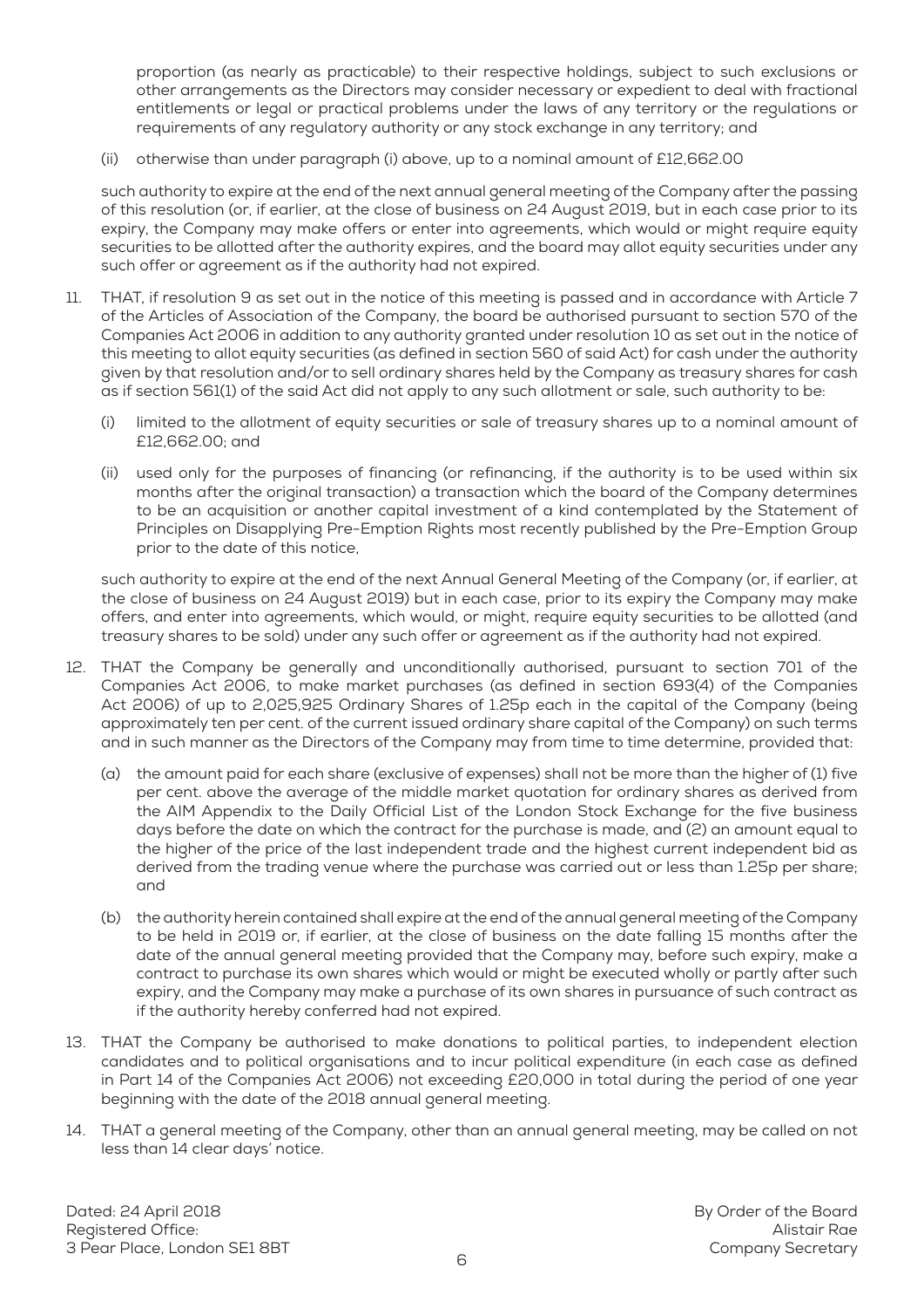proportion (as nearly as practicable) to their respective holdings, subject to such exclusions or other arrangements as the Directors may consider necessary or expedient to deal with fractional entitlements or legal or practical problems under the laws of any territory or the regulations or requirements of any regulatory authority or any stock exchange in any territory; and

(ii) otherwise than under paragraph (i) above, up to a nominal amount of £12,662.00

such authority to expire at the end of the next annual general meeting of the Company after the passing of this resolution (or, if earlier, at the close of business on 24 August 2019, but in each case prior to its expiry, the Company may make offers or enter into agreements, which would or might require equity securities to be allotted after the authority expires, and the board may allot equity securities under any such offer or agreement as if the authority had not expired.

11. THAT, if resolution 9 as set out in the notice of this meeting is passed and in accordance with Article 7 of the Articles of Association of the Company, the board be authorised pursuant to section 570 of the Companies Act 2006 in addition to any authority granted under resolution 10 as set out in the notice of this meeting to allot equity securities (as defined in section 560 of said Act) for cash under the authority given by that resolution and/or to sell ordinary shares held by the Company as treasury shares for cash as if section 561(1) of the said Act did not apply to any such allotment or sale, such authority to be:

    (i) limited to the allotment of equity securities or sale of treasury shares up to a nominal amount of £12,662.00; and

    (ii) used only for the purposes of financing (or refinancing, if the authority is to be used within six months after the original transaction) a transaction which the board of the Company determines to be an acquisition or another capital investment of a kind contemplated by the Statement of Principles on Disapplying Pre-Emption Rights most recently published by the Pre-Emption Group prior to the date of this notice,

    such authority to expire at the end of the next Annual General Meeting of the Company (or, if earlier, at the close of business on 24 August 2019) but in each case, prior to its expiry the Company may make offers, and enter into agreements, which would, or might, require equity securities to be allotted (and treasury shares to be sold) under any such offer or agreement as if the authority had not expired.

12. THAT the Company be generally and unconditionally authorised, pursuant to section 701 of the Companies Act 2006, to make market purchases (as defined in section 693(4) of the Companies Act 2006) of up to 2,025,925 Ordinary Shares of 1.25p each in the capital of the Company (being approximately ten per cent. of the current issued ordinary share capital of the Company) on such terms and in such manner as the Directors of the Company may from time to time determine, provided that:

    (a) the amount paid for each share (exclusive of expenses) shall not be more than the higher of (1) five per cent. above the average of the middle market quotation for ordinary shares as derived from the AIM Appendix to the Daily Official List of the London Stock Exchange for the five business days before the date on which the contract for the purchase is made, and (2) an amount equal to the higher of the price of the last independent trade and the highest current independent bid as derived from the trading venue where the purchase was carried out or less than 1.25p per share; and

    (b) the authority herein contained shall expire at the end of the annual general meeting of the Company to be held in 2019 or, if earlier, at the close of business on the date falling 15 months after the date of the annual general meeting provided that the Company may, before such expiry, make a contract to purchase its own shares which would or might be executed wholly or partly after such expiry, and the Company may make a purchase of its own shares in pursuance of such contract as if the authority hereby conferred had not expired.

13. THAT the Company be authorised to make donations to political parties, to independent election candidates and to political organisations and to incur political expenditure (in each case as defined in Part 14 of the Companies Act 2006) not exceeding £20,000 in total during the period of one year beginning with the date of the 2018 annual general meeting.

14. THAT a general meeting of the Company, other than an annual general meeting, may be called on not less than 14 clear days' notice.

Dated: 24 April 2018
Registered Office:
3 Pear Place, London SE1 8BT

By Order of the Board
Alistair Rae
Company Secretary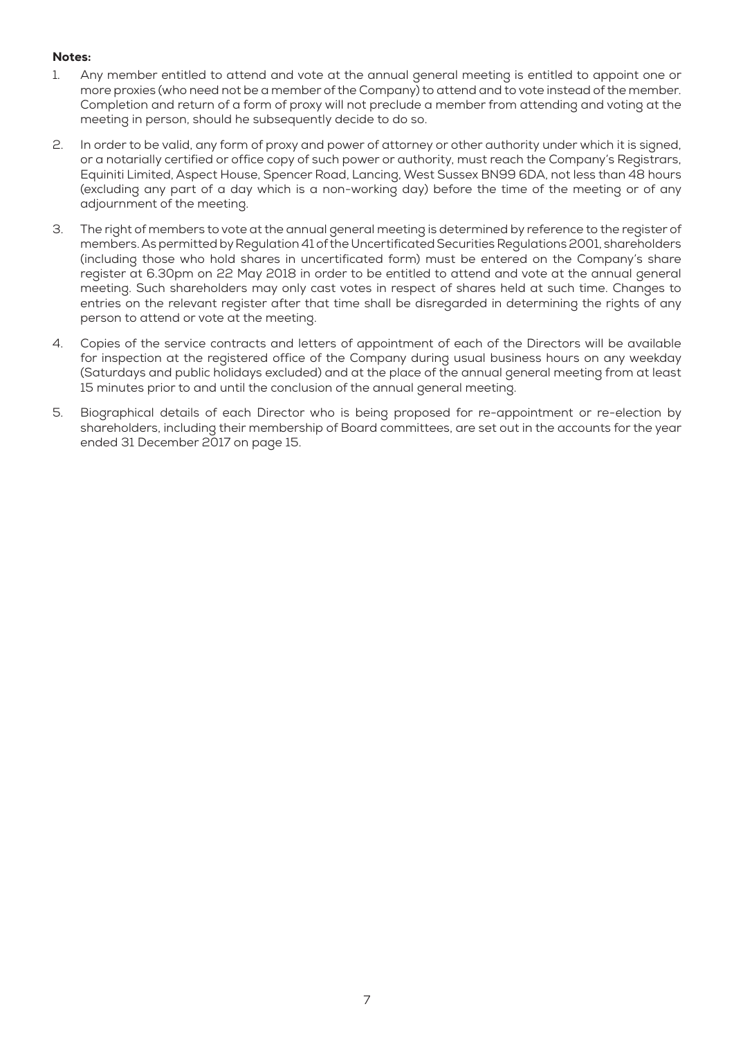**Notes:**

1. Any member entitled to attend and vote at the annual general meeting is entitled to appoint one or more proxies (who need not be a member of the Company) to attend and to vote instead of the member. Completion and return of a form of proxy will not preclude a member from attending and voting at the meeting in person, should he subsequently decide to do so.

2. In order to be valid, any form of proxy and power of attorney or other authority under which it is signed, or a notarially certified or office copy of such power or authority, must reach the Company's Registrars, Equiniti Limited, Aspect House, Spencer Road, Lancing, West Sussex BN99 6DA, not less than 48 hours (excluding any part of a day which is a non-working day) before the time of the meeting or of any adjournment of the meeting.

3. The right of members to vote at the annual general meeting is determined by reference to the register of members. As permitted by Regulation 41 of the Uncertificated Securities Regulations 2001, shareholders (including those who hold shares in uncertificated form) must be entered on the Company's share register at 6.30pm on 22 May 2018 in order to be entitled to attend and vote at the annual general meeting. Such shareholders may only cast votes in respect of shares held at such time. Changes to entries on the relevant register after that time shall be disregarded in determining the rights of any person to attend or vote at the meeting.

4. Copies of the service contracts and letters of appointment of each of the Directors will be available for inspection at the registered office of the Company during usual business hours on any weekday (Saturdays and public holidays excluded) and at the place of the annual general meeting from at least 15 minutes prior to and until the conclusion of the annual general meeting.

5. Biographical details of each Director who is being proposed for re-appointment or re-election by shareholders, including their membership of Board committees, are set out in the accounts for the year ended 31 December 2017 on page 15.